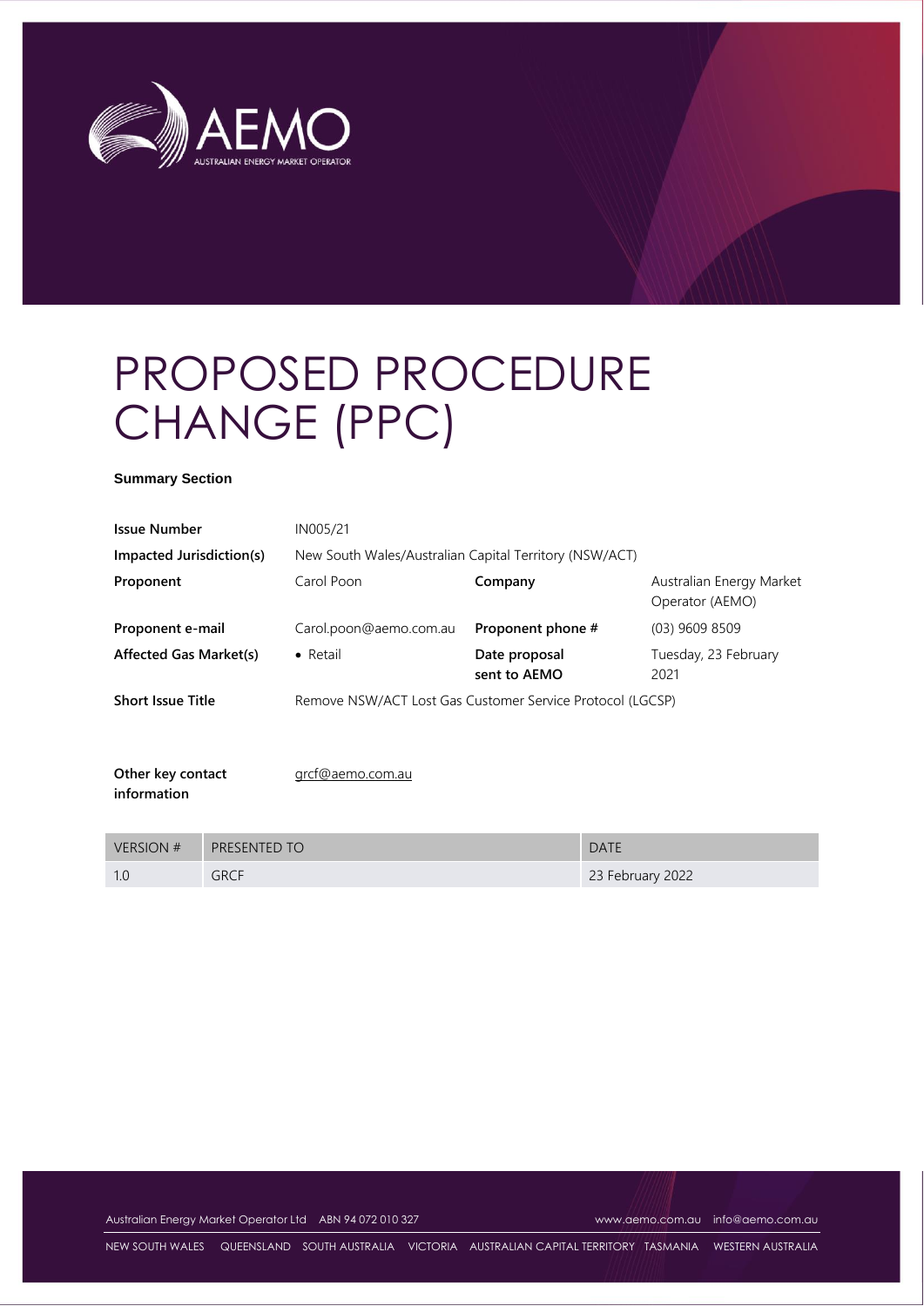# PROPOSED PROCEDURE CHANGE (PPC)

**Summary Section**

| | | | |
|---|---|---|---|
| **Issue Number** | IN005/21 | | |
| **Impacted Jurisdiction(s)** | New South Wales/Australian Capital Territory (NSW/ACT) | | |
| **Proponent** | Carol Poon | **Company** | Australian Energy Market Operator (AEMO) |
| **Proponent e-mail** | Carol.poon@aemo.com.au | **Proponent phone #** | (03) 9609 8509 |
| **Affected Gas Market(s)** | • Retail | **Date proposal sent to AEMO** | Tuesday, 23 February 2021 |
| **Short Issue Title** | Remove NSW/ACT Lost Gas Customer Service Protocol (LGCSP) | | |

**Other key contact information** grcf@aemo.com.au

| VERSION # | PRESENTED TO | DATE |
|---|---|---|
| 1.0 | GRCF | 23 February 2022 |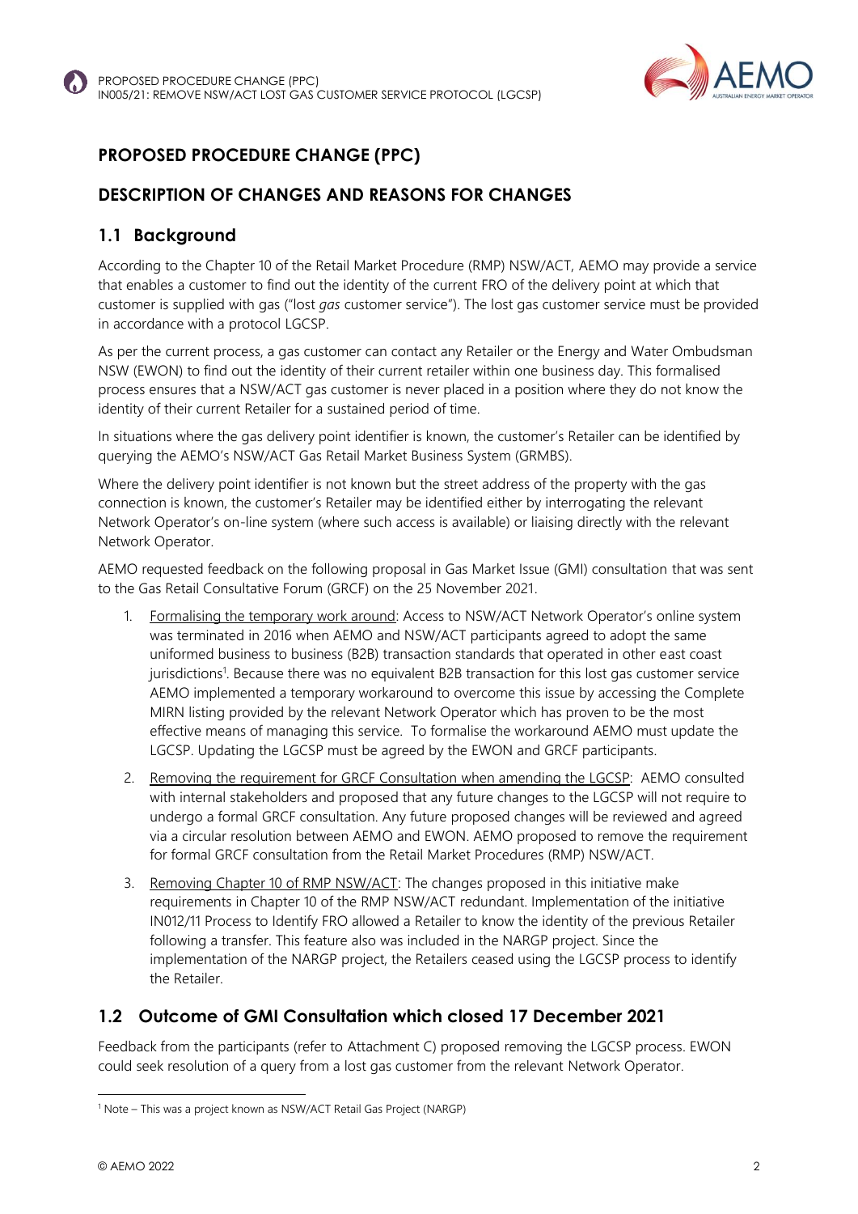# PROPOSED PROCEDURE CHANGE (PPC)

## DESCRIPTION OF CHANGES AND REASONS FOR CHANGES

### 1.1 Background

According to the Chapter 10 of the Retail Market Procedure (RMP) NSW/ACT, AEMO may provide a service that enables a customer to find out the identity of the current FRO of the delivery point at which that customer is supplied with gas ("lost *gas* customer service"). The lost gas customer service must be provided in accordance with a protocol LGCSP.

As per the current process, a gas customer can contact any Retailer or the Energy and Water Ombudsman NSW (EWON) to find out the identity of their current retailer within one business day. This formalised process ensures that a NSW/ACT gas customer is never placed in a position where they do not know the identity of their current Retailer for a sustained period of time.

In situations where the gas delivery point identifier is known, the customer's Retailer can be identified by querying the AEMO's NSW/ACT Gas Retail Market Business System (GRMBS).

Where the delivery point identifier is not known but the street address of the property with the gas connection is known, the customer's Retailer may be identified either by interrogating the relevant Network Operator's on-line system (where such access is available) or liaising directly with the relevant Network Operator.

AEMO requested feedback on the following proposal in Gas Market Issue (GMI) consultation that was sent to the Gas Retail Consultative Forum (GRCF) on the 25 November 2021.

1. Formalising the temporary work around: Access to NSW/ACT Network Operator's online system was terminated in 2016 when AEMO and NSW/ACT participants agreed to adopt the same uniformed business to business (B2B) transaction standards that operated in other east coast jurisdictions[1]. Because there was no equivalent B2B transaction for this lost gas customer service AEMO implemented a temporary workaround to overcome this issue by accessing the Complete MIRN listing provided by the relevant Network Operator which has proven to be the most effective means of managing this service. To formalise the workaround AEMO must update the LGCSP. Updating the LGCSP must be agreed by the EWON and GRCF participants.
2. Removing the requirement for GRCF Consultation when amending the LGCSP: AEMO consulted with internal stakeholders and proposed that any future changes to the LGCSP will not require to undergo a formal GRCF consultation. Any future proposed changes will be reviewed and agreed via a circular resolution between AEMO and EWON. AEMO proposed to remove the requirement for formal GRCF consultation from the Retail Market Procedures (RMP) NSW/ACT.
3. Removing Chapter 10 of RMP NSW/ACT: The changes proposed in this initiative make requirements in Chapter 10 of the RMP NSW/ACT redundant. Implementation of the initiative IN012/11 Process to Identify FRO allowed a Retailer to know the identity of the previous Retailer following a transfer. This feature also was included in the NARGP project. Since the implementation of the NARGP project, the Retailers ceased using the LGCSP process to identify the Retailer.

### 1.2 Outcome of GMI Consultation which closed 17 December 2021

Feedback from the participants (refer to Attachment C) proposed removing the LGCSP process. EWON could seek resolution of a query from a lost gas customer from the relevant Network Operator.

[1] Note – This was a project known as NSW/ACT Retail Gas Project (NARGP)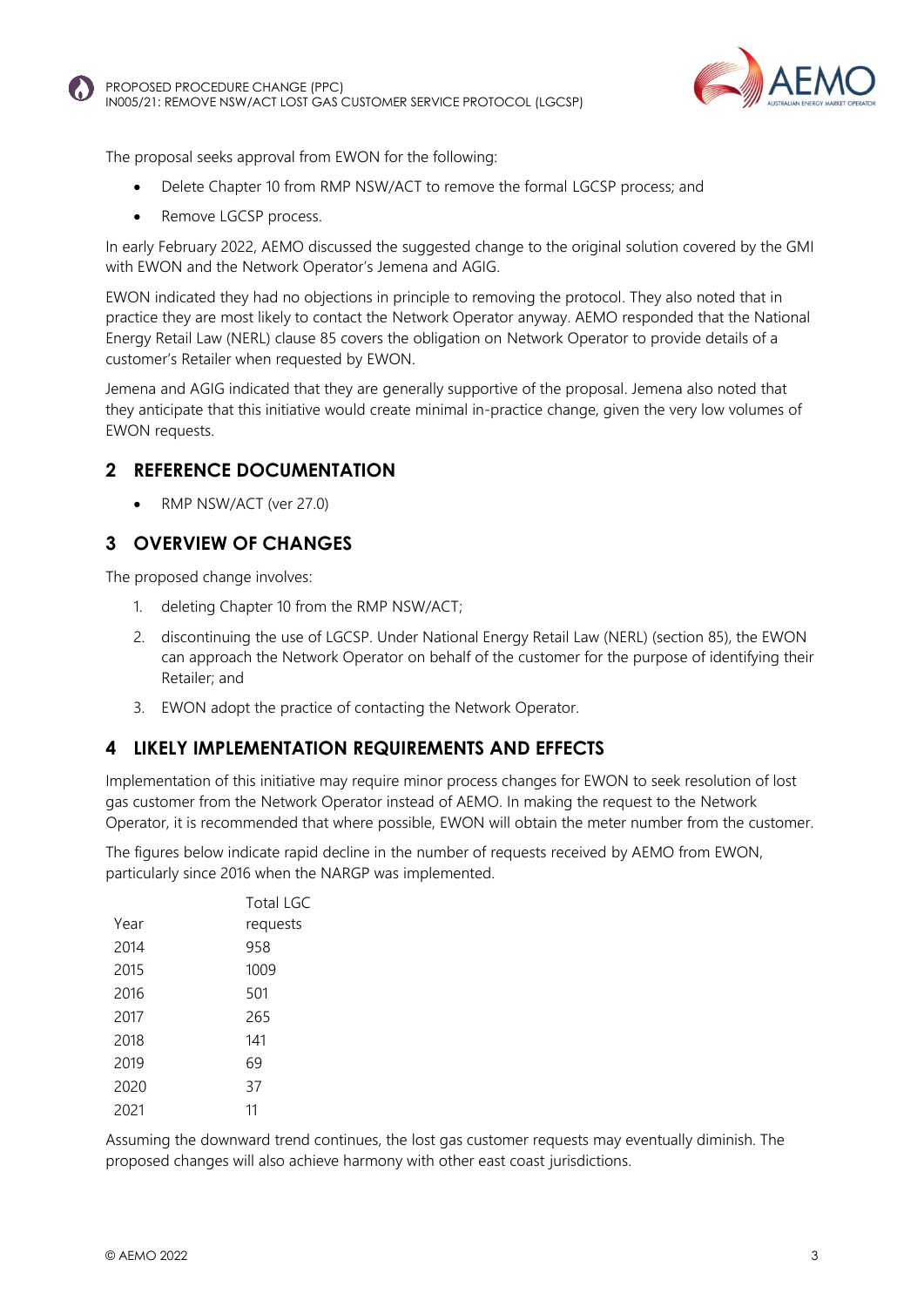The proposal seeks approval from EWON for the following:

- Delete Chapter 10 from RMP NSW/ACT to remove the formal LGCSP process; and
- Remove LGCSP process.

In early February 2022, AEMO discussed the suggested change to the original solution covered by the GMI with EWON and the Network Operator's Jemena and AGIG.

EWON indicated they had no objections in principle to removing the protocol. They also noted that in practice they are most likely to contact the Network Operator anyway. AEMO responded that the National Energy Retail Law (NERL) clause 85 covers the obligation on Network Operator to provide details of a customer's Retailer when requested by EWON.

Jemena and AGIG indicated that they are generally supportive of the proposal. Jemena also noted that they anticipate that this initiative would create minimal in-practice change, given the very low volumes of EWON requests.

## 2 REFERENCE DOCUMENTATION

- RMP NSW/ACT (ver 27.0)

## 3 OVERVIEW OF CHANGES

The proposed change involves:

1. deleting Chapter 10 from the RMP NSW/ACT;
2. discontinuing the use of LGCSP. Under National Energy Retail Law (NERL) (section 85), the EWON can approach the Network Operator on behalf of the customer for the purpose of identifying their Retailer; and
3. EWON adopt the practice of contacting the Network Operator.

## 4 LIKELY IMPLEMENTATION REQUIREMENTS AND EFFECTS

Implementation of this initiative may require minor process changes for EWON to seek resolution of lost gas customer from the Network Operator instead of AEMO. In making the request to the Network Operator, it is recommended that where possible, EWON will obtain the meter number from the customer.

The figures below indicate rapid decline in the number of requests received by AEMO from EWON, particularly since 2016 when the NARGP was implemented.

| Year | Total LGC requests |
|---|---|
| 2014 | 958 |
| 2015 | 1009 |
| 2016 | 501 |
| 2017 | 265 |
| 2018 | 141 |
| 2019 | 69 |
| 2020 | 37 |
| 2021 | 11 |

Assuming the downward trend continues, the lost gas customer requests may eventually diminish. The proposed changes will also achieve harmony with other east coast jurisdictions.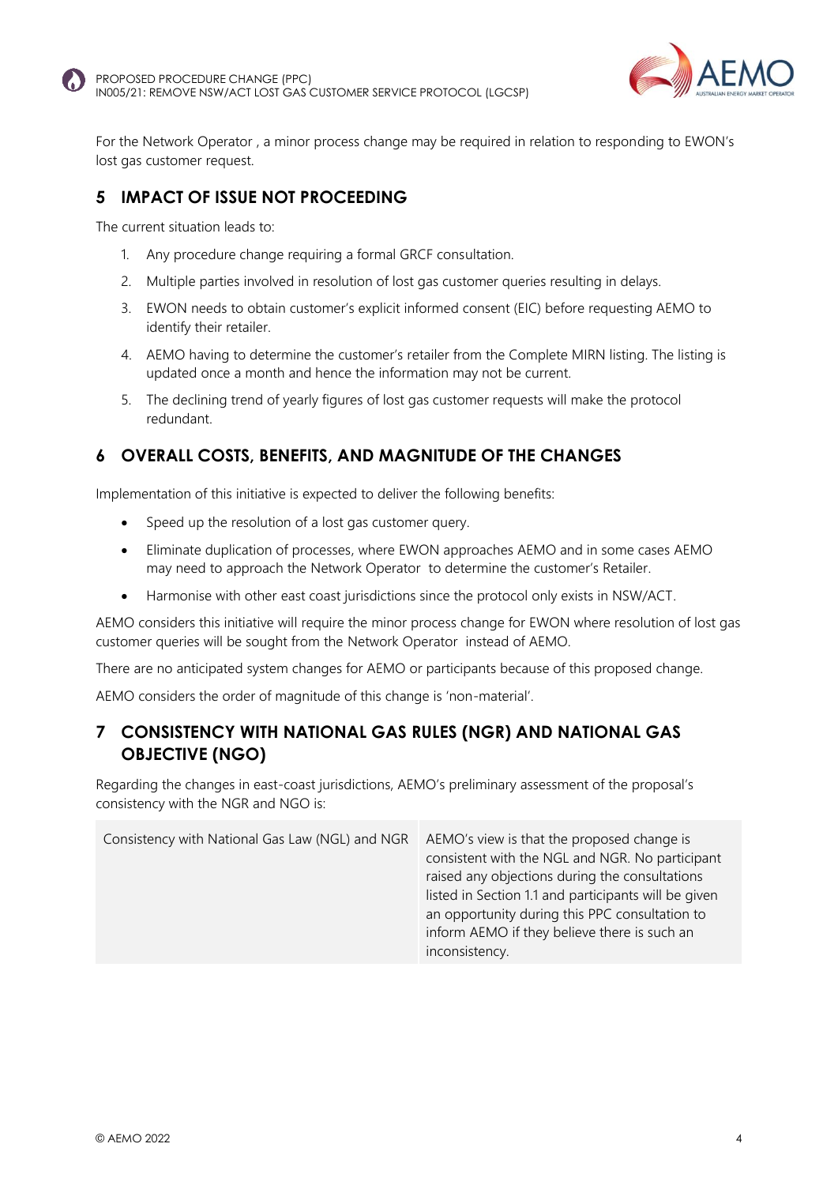For the Network Operator , a minor process change may be required in relation to responding to EWON's lost gas customer request.

## 5 IMPACT OF ISSUE NOT PROCEEDING

The current situation leads to:

1. Any procedure change requiring a formal GRCF consultation.
2. Multiple parties involved in resolution of lost gas customer queries resulting in delays.
3. EWON needs to obtain customer's explicit informed consent (EIC) before requesting AEMO to identify their retailer.
4. AEMO having to determine the customer's retailer from the Complete MIRN listing. The listing is updated once a month and hence the information may not be current.
5. The declining trend of yearly figures of lost gas customer requests will make the protocol redundant.

## 6 OVERALL COSTS, BENEFITS, AND MAGNITUDE OF THE CHANGES

Implementation of this initiative is expected to deliver the following benefits:

- Speed up the resolution of a lost gas customer query.
- Eliminate duplication of processes, where EWON approaches AEMO and in some cases AEMO may need to approach the Network Operator to determine the customer's Retailer.
- Harmonise with other east coast jurisdictions since the protocol only exists in NSW/ACT.

AEMO considers this initiative will require the minor process change for EWON where resolution of lost gas customer queries will be sought from the Network Operator instead of AEMO.

There are no anticipated system changes for AEMO or participants because of this proposed change.

AEMO considers the order of magnitude of this change is 'non-material'.

## 7 CONSISTENCY WITH NATIONAL GAS RULES (NGR) AND NATIONAL GAS OBJECTIVE (NGO)

Regarding the changes in east-coast jurisdictions, AEMO's preliminary assessment of the proposal's consistency with the NGR and NGO is:

| | |
|---|---|
| Consistency with National Gas Law (NGL) and NGR | AEMO's view is that the proposed change is consistent with the NGL and NGR. No participant raised any objections during the consultations listed in Section 1.1 and participants will be given an opportunity during this PPC consultation to inform AEMO if they believe there is such an inconsistency. |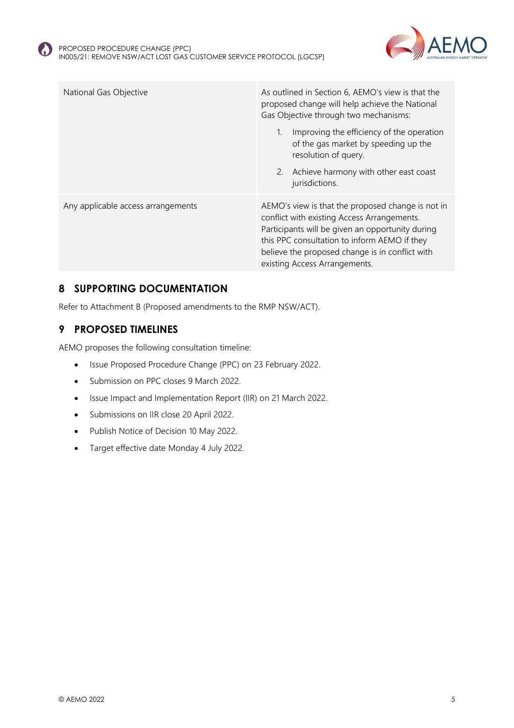| | |
|---|---|
| National Gas Objective | As outlined in Section 6, AEMO's view is that the proposed change will help achieve the National Gas Objective through two mechanisms:<br>1. Improving the efficiency of the operation of the gas market by speeding up the resolution of query.<br>2. Achieve harmony with other east coast jurisdictions. |
| Any applicable access arrangements | AEMO's view is that the proposed change is not in conflict with existing Access Arrangements. Participants will be given an opportunity during this PPC consultation to inform AEMO if they believe the proposed change is in conflict with existing Access Arrangements. |

## 8 SUPPORTING DOCUMENTATION

Refer to Attachment B (Proposed amendments to the RMP NSW/ACT).

## 9 PROPOSED TIMELINES

AEMO proposes the following consultation timeline:

- Issue Proposed Procedure Change (PPC) on 23 February 2022.
- Submission on PPC closes 9 March 2022.
- Issue Impact and Implementation Report (IIR) on 21 March 2022.
- Submissions on IIR close 20 April 2022.
- Publish Notice of Decision 10 May 2022.
- Target effective date Monday 4 July 2022.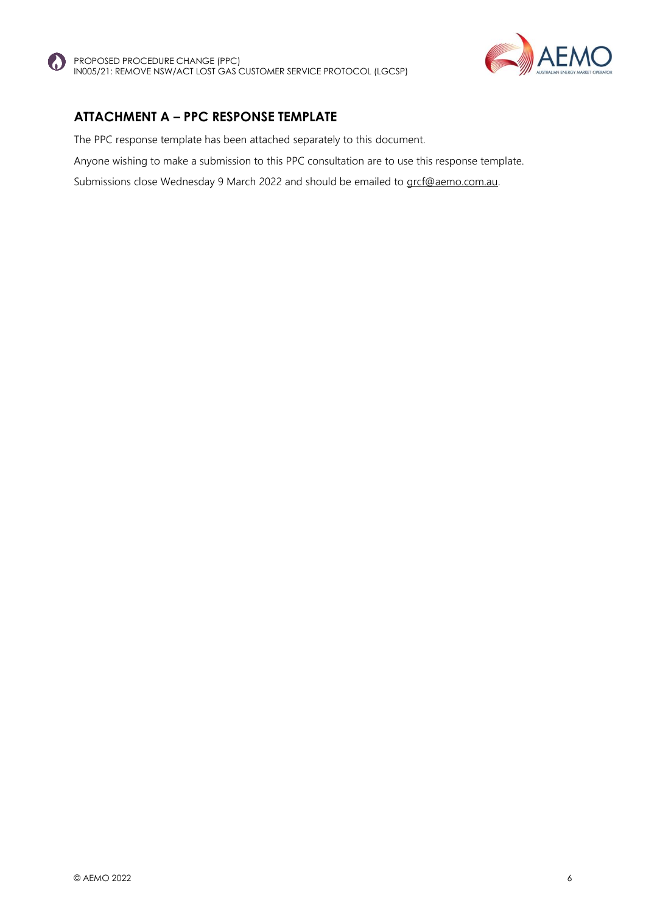## ATTACHMENT A – PPC RESPONSE TEMPLATE

The PPC response template has been attached separately to this document.

Anyone wishing to make a submission to this PPC consultation are to use this response template.

Submissions close Wednesday 9 March 2022 and should be emailed to grcf@aemo.com.au.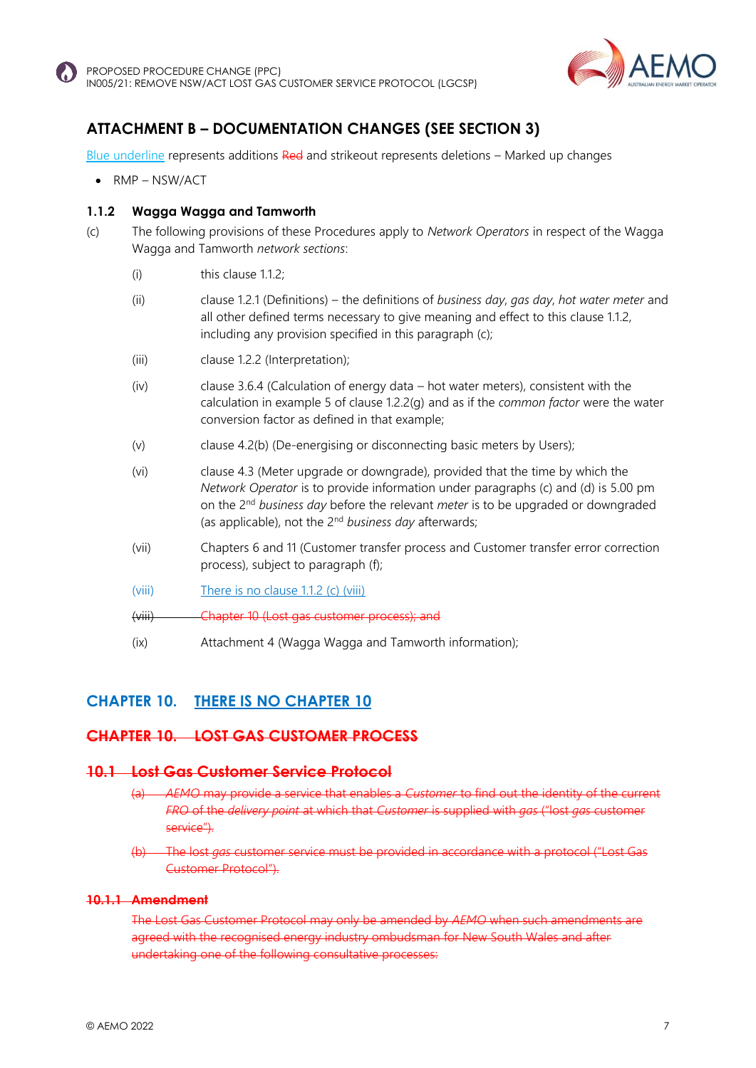## ATTACHMENT B – DOCUMENTATION CHANGES (SEE SECTION 3)

<u>Blue underline</u> represents additions ~~Red~~ and strikeout represents deletions – Marked up changes

- RMP – NSW/ACT

### 1.1.2 Wagga Wagga and Tamworth

(c) The following provisions of these Procedures apply to *Network Operators* in respect of the Wagga Wagga and Tamworth *network sections*:

(i) this clause 1.1.2;

(ii) clause 1.2.1 (Definitions) – the definitions of *business day*, *gas day*, *hot water meter* and all other defined terms necessary to give meaning and effect to this clause 1.1.2, including any provision specified in this paragraph (c);

(iii) clause 1.2.2 (Interpretation);

(iv) clause 3.6.4 (Calculation of energy data – hot water meters), consistent with the calculation in example 5 of clause 1.2.2(g) and as if the *common factor* were the water conversion factor as defined in that example;

(v) clause 4.2(b) (De-energising or disconnecting basic meters by Users);

(vi) clause 4.3 (Meter upgrade or downgrade), provided that the time by which the *Network Operator* is to provide information under paragraphs (c) and (d) is 5.00 pm on the 2nd *business day* before the relevant *meter* is to be upgraded or downgraded (as applicable), not the 2nd *business day* afterwards;

(vii) Chapters 6 and 11 (Customer transfer process and Customer transfer error correction process), subject to paragraph (f);

(viii) <u>There is no clause 1.1.2 (c) (viii)</u>

~~(viii) Chapter 10 (Lost gas customer process); and~~

(ix) Attachment 4 (Wagga Wagga and Tamworth information);

## CHAPTER 10. <u>THERE IS NO CHAPTER 10</u>

## ~~CHAPTER 10. LOST GAS CUSTOMER PROCESS~~

### ~~10.1 Lost Gas Customer Service Protocol~~

~~(a) *AEMO* may provide a service that enables a *Customer* to find out the identity of the current *FRO* of the *delivery point* at which that *Customer* is supplied with *gas* ("lost *gas* customer service").~~

~~(b) The lost *gas* customer service must be provided in accordance with a protocol ("Lost Gas Customer Protocol").~~

#### ~~10.1.1 Amendment~~

~~The Lost Gas Customer Protocol may only be amended by *AEMO* when such amendments are agreed with the recognised energy industry ombudsman for New South Wales and after undertaking one of the following consultative processes:~~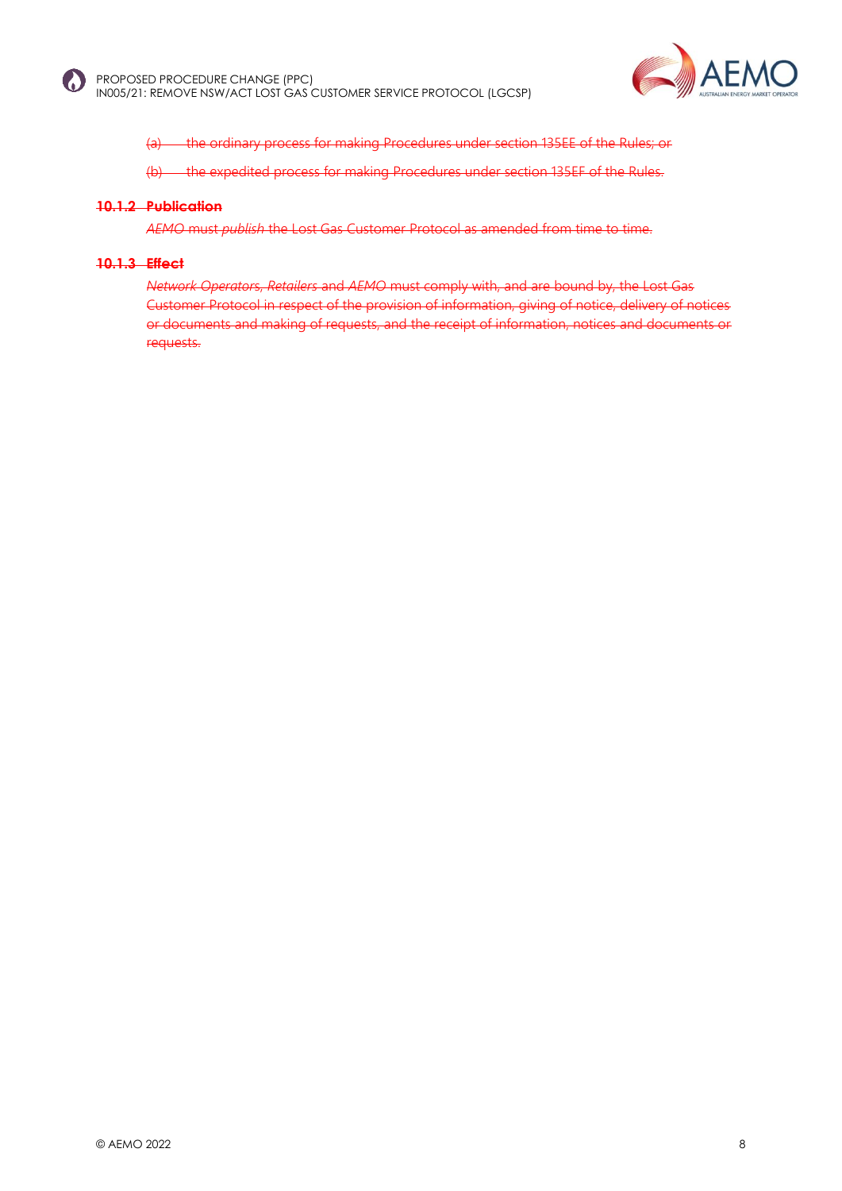~~(a) the ordinary process for making Procedures under section 135EE of the Rules; or~~

~~(b) the expedited process for making Procedures under section 135EF of the Rules.~~

#### ~~10.1.2 Publication~~

~~*AEMO* must *publish* the Lost Gas Customer Protocol as amended from time to time.~~

#### ~~10.1.3 Effect~~

~~*Network Operators*, *Retailers* and *AEMO* must comply with, and are bound by, the Lost Gas Customer Protocol in respect of the provision of information, giving of notice, delivery of notices or documents and making of requests, and the receipt of information, notices and documents or requests.~~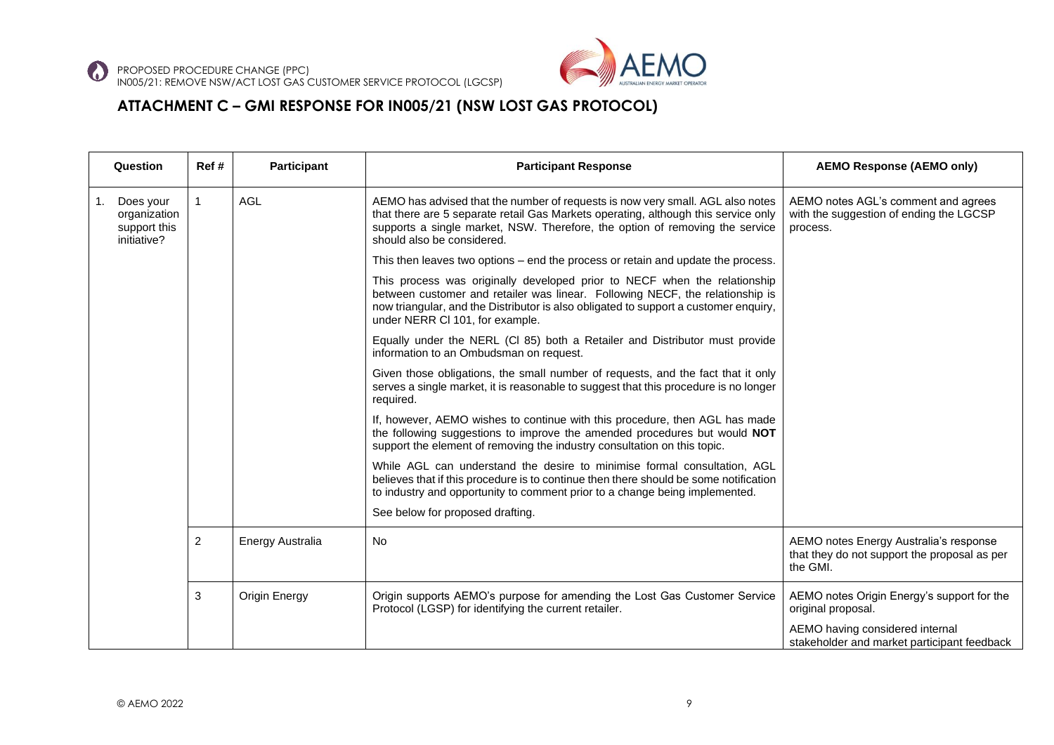## ATTACHMENT C – GMI RESPONSE FOR IN005/21 (NSW LOST GAS PROTOCOL)

| Question | Ref # | Participant | Participant Response | AEMO Response (AEMO only) |
|---|---|---|---|---|
| 1. Does your organization support this initiative? | 1 | AGL | AEMO has advised that the number of requests is now very small. AGL also notes that there are 5 separate retail Gas Markets operating, although this service only supports a single market, NSW. Therefore, the option of removing the service should also be considered.<br><br>This then leaves two options – end the process or retain and update the process.<br><br>This process was originally developed prior to NECF when the relationship between customer and retailer was linear. Following NECF, the relationship is now triangular, and the Distributor is also obligated to support a customer enquiry, under NERR Cl 101, for example.<br><br>Equally under the NERL (Cl 85) both a Retailer and Distributor must provide information to an Ombudsman on request.<br><br>Given those obligations, the small number of requests, and the fact that it only serves a single market, it is reasonable to suggest that this procedure is no longer required.<br><br>If, however, AEMO wishes to continue with this procedure, then AGL has made the following suggestions to improve the amended procedures but would **NOT** support the element of removing the industry consultation on this topic.<br><br>While AGL can understand the desire to minimise formal consultation, AGL believes that if this procedure is to continue then there should be some notification to industry and opportunity to comment prior to a change being implemented.<br><br>See below for proposed drafting. | AEMO notes AGL's comment and agrees with the suggestion of ending the LGCSP process. |
| | 2 | Energy Australia | No | AEMO notes Energy Australia's response that they do not support the proposal as per the GMI. |
| | 3 | Origin Energy | Origin supports AEMO's purpose for amending the Lost Gas Customer Service Protocol (LGSP) for identifying the current retailer. | AEMO notes Origin Energy's support for the original proposal.<br><br>AEMO having considered internal stakeholder and market participant feedback |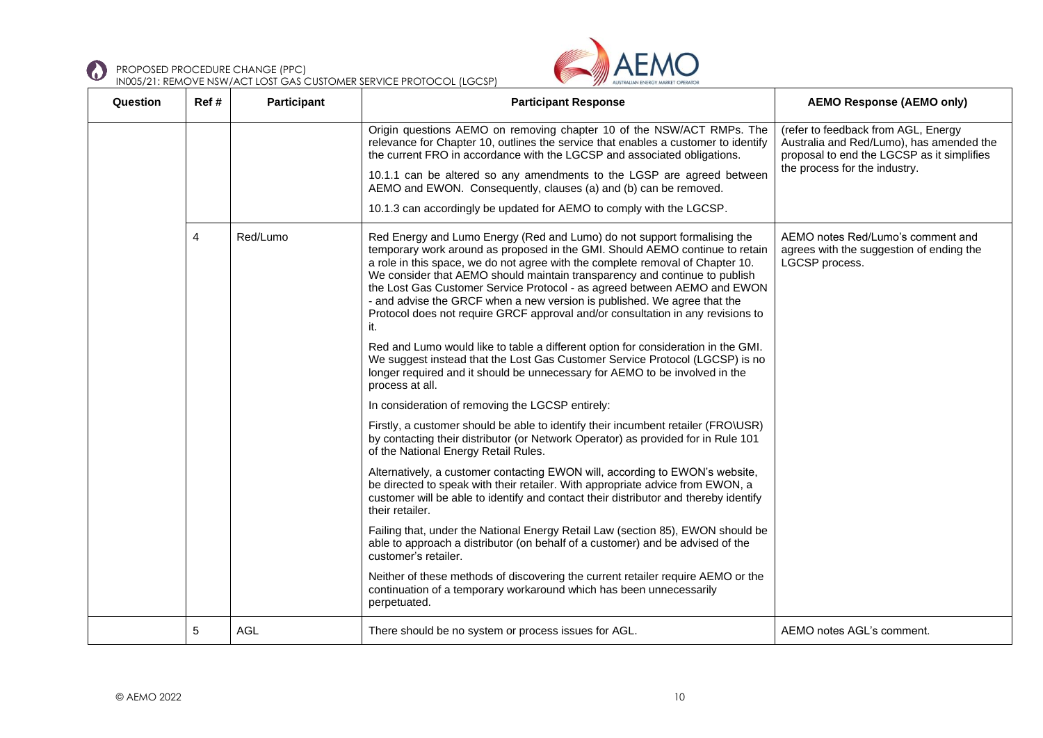| Question | Ref # | Participant | Participant Response | AEMO Response (AEMO only) |
|---|---|---|---|---|
| | | | Origin questions AEMO on removing chapter 10 of the NSW/ACT RMPs. The relevance for Chapter 10, outlines the service that enables a customer to identify the current FRO in accordance with the LGCSP and associated obligations.<br><br>10.1.1 can be altered so any amendments to the LGSP are agreed between AEMO and EWON. Consequently, clauses (a) and (b) can be removed.<br><br>10.1.3 can accordingly be updated for AEMO to comply with the LGCSP. | (refer to feedback from AGL, Energy Australia and Red/Lumo), has amended the proposal to end the LGCSP as it simplifies the process for the industry. |
| | 4 | Red/Lumo | Red Energy and Lumo Energy (Red and Lumo) do not support formalising the temporary work around as proposed in the GMI. Should AEMO continue to retain a role in this space, we do not agree with the complete removal of Chapter 10. We consider that AEMO should maintain transparency and continue to publish the Lost Gas Customer Service Protocol - as agreed between AEMO and EWON - and advise the GRCF when a new version is published. We agree that the Protocol does not require GRCF approval and/or consultation in any revisions to it.<br><br>Red and Lumo would like to table a different option for consideration in the GMI. We suggest instead that the Lost Gas Customer Service Protocol (LGCSP) is no longer required and it should be unnecessary for AEMO to be involved in the process at all.<br><br>In consideration of removing the LGCSP entirely:<br><br>Firstly, a customer should be able to identify their incumbent retailer (FRO\USR) by contacting their distributor (or Network Operator) as provided for in Rule 101 of the National Energy Retail Rules.<br><br>Alternatively, a customer contacting EWON will, according to EWON's website, be directed to speak with their retailer. With appropriate advice from EWON, a customer will be able to identify and contact their distributor and thereby identify their retailer.<br><br>Failing that, under the National Energy Retail Law (section 85), EWON should be able to approach a distributor (on behalf of a customer) and be advised of the customer's retailer.<br><br>Neither of these methods of discovering the current retailer require AEMO or the continuation of a temporary workaround which has been unnecessarily perpetuated. | AEMO notes Red/Lumo's comment and agrees with the suggestion of ending the LGCSP process. |
| | 5 | AGL | There should be no system or process issues for AGL. | AEMO notes AGL's comment. |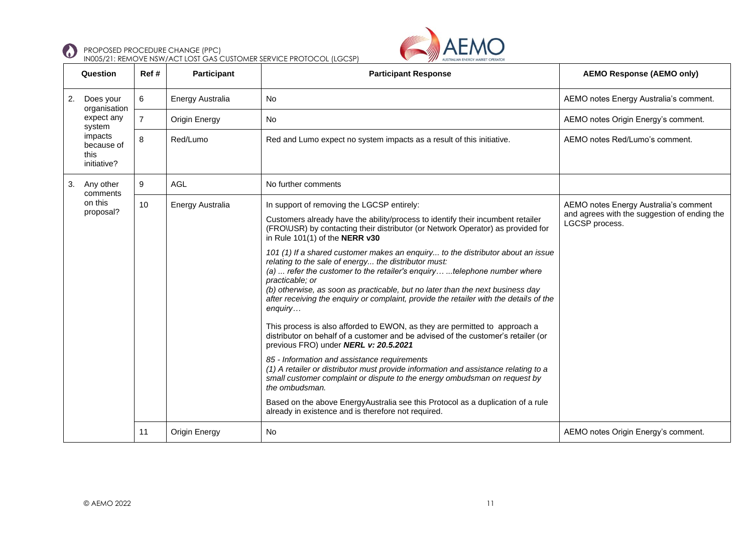| Question | Ref # | Participant | Participant Response | AEMO Response (AEMO only) |
|---|---|---|---|---|
| 2. Does your organisation expect any system impacts because of this initiative? | 6 | Energy Australia | No | AEMO notes Energy Australia's comment. |
| | 7 | Origin Energy | No | AEMO notes Origin Energy's comment. |
| | 8 | Red/Lumo | Red and Lumo expect no system impacts as a result of this initiative. | AEMO notes Red/Lumo's comment. |
| 3. Any other comments on this proposal? | 9 | AGL | No further comments | |
| | 10 | Energy Australia | In support of removing the LGCSP entirely:<br><br>Customers already have the ability/process to identify their incumbent retailer (FRO\USR) by contacting their distributor (or Network Operator) as provided for in Rule 101(1) of the **NERR v30**<br><br>*101 (1) If a shared customer makes an enquiry... to the distributor about an issue relating to the sale of energy... the distributor must:*<br>*(a) ... refer the customer to the retailer's enquiry… ...telephone number where practicable; or*<br>*(b) otherwise, as soon as practicable, but no later than the next business day after receiving the enquiry or complaint, provide the retailer with the details of the enquiry…*<br><br>This process is also afforded to EWON, as they are permitted to approach a distributor on behalf of a customer and be advised of the customer's retailer (or previous FRO) under ***NERL v: 20.5.2021***<br><br>*85 - Information and assistance requirements*<br>*(1) A retailer or distributor must provide information and assistance relating to a small customer complaint or dispute to the energy ombudsman on request by the ombudsman.*<br><br>Based on the above EnergyAustralia see this Protocol as a duplication of a rule already in existence and is therefore not required. | AEMO notes Energy Australia's comment and agrees with the suggestion of ending the LGCSP process. |
| | 11 | Origin Energy | No | AEMO notes Origin Energy's comment. |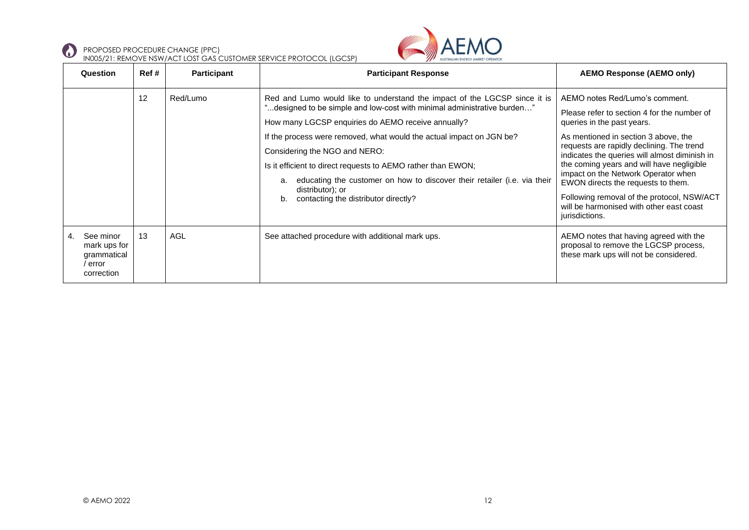| Question | Ref # | Participant | Participant Response | AEMO Response (AEMO only) |
| --- | --- | --- | --- | --- |
| | 12 | Red/Lumo | Red and Lumo would like to understand the impact of the LGCSP since it is "...designed to be simple and low-cost with minimal administrative burden…"<br><br>How many LGCSP enquiries do AEMO receive annually?<br><br>If the process were removed, what would the actual impact on JGN be?<br><br>Considering the NGO and NERO:<br><br>Is it efficient to direct requests to AEMO rather than EWON;<br><br>a. educating the customer on how to discover their retailer (i.e. via their distributor); or<br>b. contacting the distributor directly? | AEMO notes Red/Lumo's comment.<br><br>Please refer to section 4 for the number of queries in the past years.<br><br>As mentioned in section 3 above, the requests are rapidly declining. The trend indicates the queries will almost diminish in the coming years and will have negligible impact on the Network Operator when EWON directs the requests to them.<br><br>Following removal of the protocol, NSW/ACT will be harmonised with other east coast jurisdictions. |
| 4. See minor mark ups for grammatical / error correction | 13 | AGL | See attached procedure with additional mark ups. | AEMO notes that having agreed with the proposal to remove the LGCSP process, these mark ups will not be considered. |